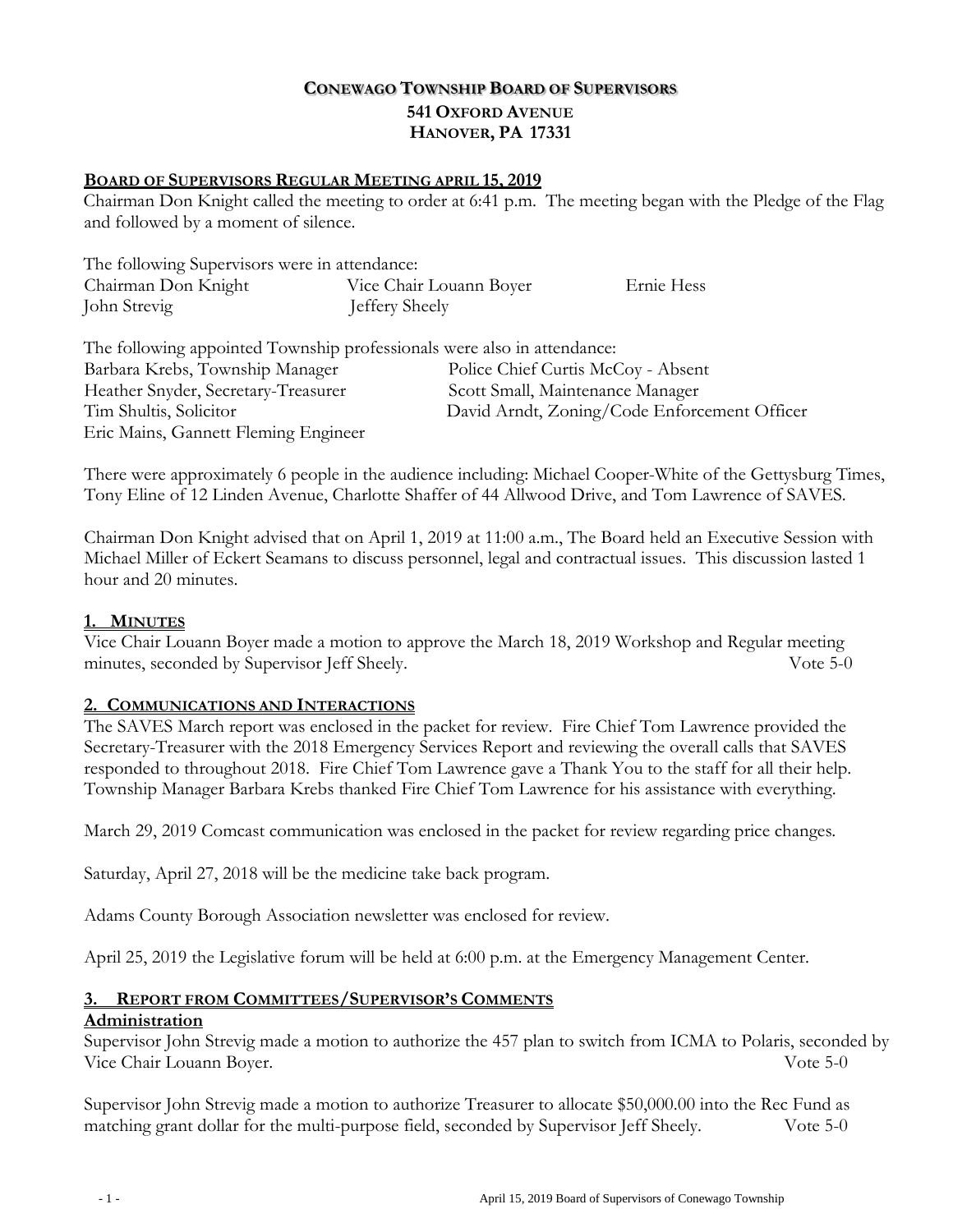# CONEWAGO TOWNSHIP BOARD OF SUPERVISORS
## 541 OXFORD AVENUE
## HANOVER, PA 17331

**BOARD OF SUPERVISORS REGULAR MEETING APRIL 15, 2019**

Chairman Don Knight called the meeting to order at 6:41 p.m. The meeting began with the Pledge of the Flag and followed by a moment of silence.

The following Supervisors were in attendance:

Chairman Don Knight, Vice Chair Louann Boyer, Ernie Hess, John Strevig, Jeffery Sheely

The following appointed Township professionals were also in attendance:

Barbara Krebs, Township Manager
Police Chief Curtis McCoy - Absent
Heather Snyder, Secretary-Treasurer
Scott Small, Maintenance Manager
Tim Shultis, Solicitor
David Arndt, Zoning/Code Enforcement Officer
Eric Mains, Gannett Fleming Engineer

There were approximately 6 people in the audience including: Michael Cooper-White of the Gettysburg Times, Tony Eline of 12 Linden Avenue, Charlotte Shaffer of 44 Allwood Drive, and Tom Lawrence of SAVES.

Chairman Don Knight advised that on April 1, 2019 at 11:00 a.m., The Board held an Executive Session with Michael Miller of Eckert Seamans to discuss personnel, legal and contractual issues. This discussion lasted 1 hour and 20 minutes.

### 1. MINUTES

Vice Chair Louann Boyer made a motion to approve the March 18, 2019 Workshop and Regular meeting minutes, seconded by Supervisor Jeff Sheely. Vote 5-0

### 2. COMMUNICATIONS AND INTERACTIONS

The SAVES March report was enclosed in the packet for review. Fire Chief Tom Lawrence provided the Secretary-Treasurer with the 2018 Emergency Services Report and reviewing the overall calls that SAVES responded to throughout 2018. Fire Chief Tom Lawrence gave a Thank You to the staff for all their help. Township Manager Barbara Krebs thanked Fire Chief Tom Lawrence for his assistance with everything.

March 29, 2019 Comcast communication was enclosed in the packet for review regarding price changes.

Saturday, April 27, 2018 will be the medicine take back program.

Adams County Borough Association newsletter was enclosed for review.

April 25, 2019 the Legislative forum will be held at 6:00 p.m. at the Emergency Management Center.

### 3. REPORT FROM COMMITTEES/SUPERVISOR'S COMMENTS

**Administration**

Supervisor John Strevig made a motion to authorize the 457 plan to switch from ICMA to Polaris, seconded by Vice Chair Louann Boyer. Vote 5-0

Supervisor John Strevig made a motion to authorize Treasurer to allocate $50,000.00 into the Rec Fund as matching grant dollar for the multi-purpose field, seconded by Supervisor Jeff Sheely. Vote 5-0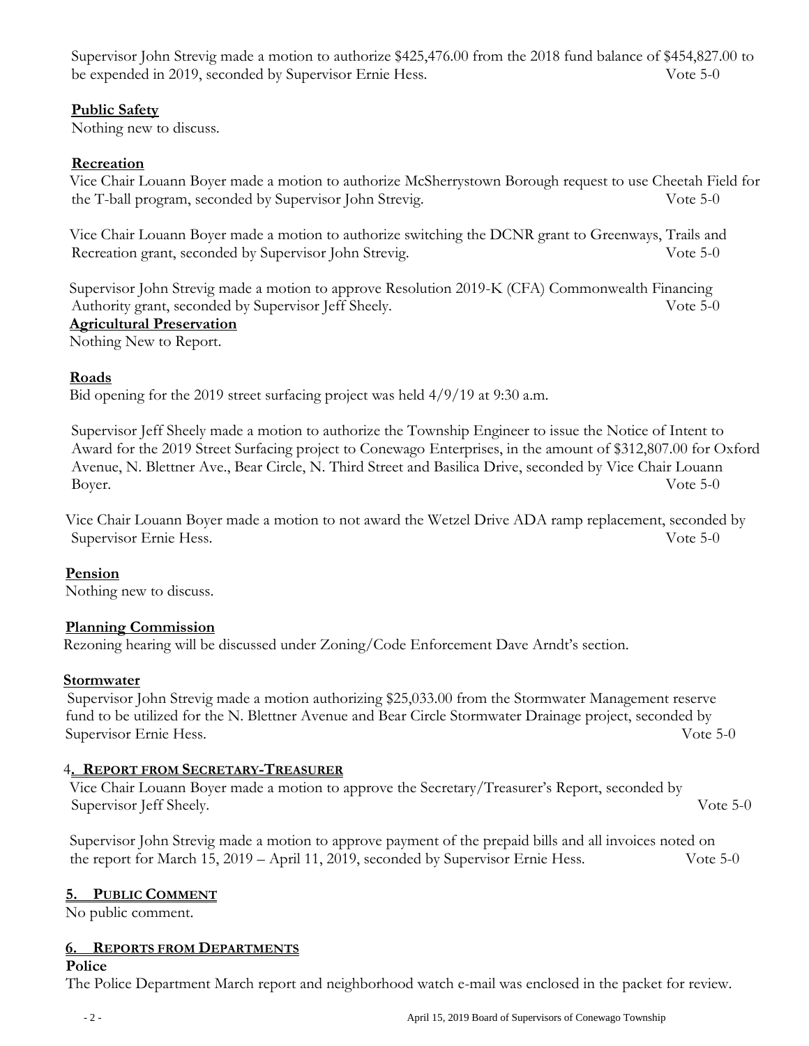Supervisor John Strevig made a motion to authorize $425,476.00 from the 2018 fund balance of $454,827.00 to be expended in 2019, seconded by Supervisor Ernie Hess. Vote 5-0

**Public Safety**

Nothing new to discuss.

**Recreation**

Vice Chair Louann Boyer made a motion to authorize McSherrystown Borough request to use Cheetah Field for the T-ball program, seconded by Supervisor John Strevig. Vote 5-0

Vice Chair Louann Boyer made a motion to authorize switching the DCNR grant to Greenways, Trails and Recreation grant, seconded by Supervisor John Strevig. Vote 5-0

Supervisor John Strevig made a motion to approve Resolution 2019-K (CFA) Commonwealth Financing Authority grant, seconded by Supervisor Jeff Sheely. Vote 5-0

**Agricultural Preservation**

Nothing New to Report.

**Roads**

Bid opening for the 2019 street surfacing project was held 4/9/19 at 9:30 a.m.

Supervisor Jeff Sheely made a motion to authorize the Township Engineer to issue the Notice of Intent to Award for the 2019 Street Surfacing project to Conewago Enterprises, in the amount of $312,807.00 for Oxford Avenue, N. Blettner Ave., Bear Circle, N. Third Street and Basilica Drive, seconded by Vice Chair Louann Boyer. Vote 5-0

Vice Chair Louann Boyer made a motion to not award the Wetzel Drive ADA ramp replacement, seconded by Supervisor Ernie Hess. Vote 5-0

**Pension**

Nothing new to discuss.

**Planning Commission**

Rezoning hearing will be discussed under Zoning/Code Enforcement Dave Arndt's section.

**Stormwater**

Supervisor John Strevig made a motion authorizing $25,033.00 from the Stormwater Management reserve fund to be utilized for the N. Blettner Avenue and Bear Circle Stormwater Drainage project, seconded by Supervisor Ernie Hess. Vote 5-0

## 4. REPORT FROM SECRETARY-TREASURER

Vice Chair Louann Boyer made a motion to approve the Secretary/Treasurer's Report, seconded by Supervisor Jeff Sheely. Vote 5-0

Supervisor John Strevig made a motion to approve payment of the prepaid bills and all invoices noted on the report for March 15, 2019 – April 11, 2019, seconded by Supervisor Ernie Hess. Vote 5-0

## 5. PUBLIC COMMENT

No public comment.

## 6. REPORTS FROM DEPARTMENTS

**Police**

The Police Department March report and neighborhood watch e-mail was enclosed in the packet for review.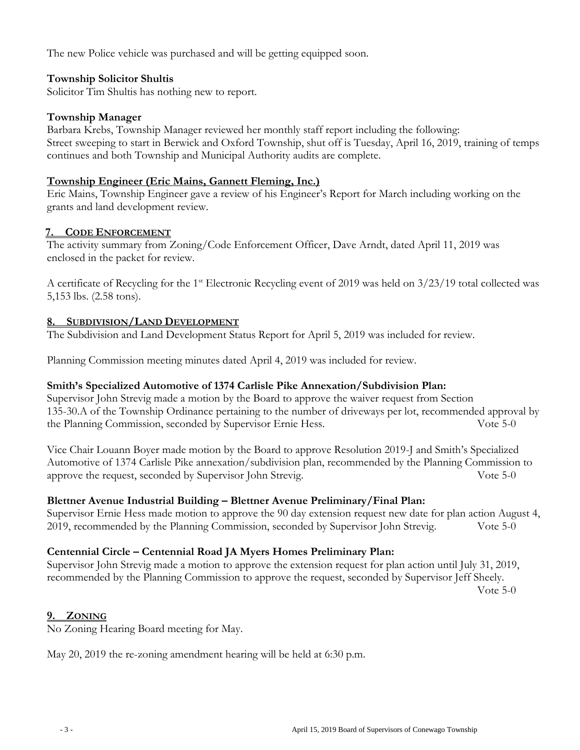The new Police vehicle was purchased and will be getting equipped soon.

**Township Solicitor Shultis**

Solicitor Tim Shultis has nothing new to report.

**Township Manager**

Barbara Krebs, Township Manager reviewed her monthly staff report including the following:
Street sweeping to start in Berwick and Oxford Township, shut off is Tuesday, April 16, 2019, training of temps continues and both Township and Municipal Authority audits are complete.

**Township Engineer (Eric Mains, Gannett Fleming, Inc.)**

Eric Mains, Township Engineer gave a review of his Engineer's Report for March including working on the grants and land development review.

## 7. CODE ENFORCEMENT

The activity summary from Zoning/Code Enforcement Officer, Dave Arndt, dated April 11, 2019 was enclosed in the packet for review.

A certificate of Recycling for the 1st Electronic Recycling event of 2019 was held on 3/23/19 total collected was 5,153 lbs. (2.58 tons).

## 8. SUBDIVISION/LAND DEVELOPMENT

The Subdivision and Land Development Status Report for April 5, 2019 was included for review.

Planning Commission meeting minutes dated April 4, 2019 was included for review.

**Smith's Specialized Automotive of 1374 Carlisle Pike Annexation/Subdivision Plan:**

Supervisor John Strevig made a motion by the Board to approve the waiver request from Section 135-30.A of the Township Ordinance pertaining to the number of driveways per lot, recommended approval by the Planning Commission, seconded by Supervisor Ernie Hess. Vote 5-0

Vice Chair Louann Boyer made motion by the Board to approve Resolution 2019-J and Smith's Specialized Automotive of 1374 Carlisle Pike annexation/subdivision plan, recommended by the Planning Commission to approve the request, seconded by Supervisor John Strevig. Vote 5-0

**Blettner Avenue Industrial Building – Blettner Avenue Preliminary/Final Plan:**

Supervisor Ernie Hess made motion to approve the 90 day extension request new date for plan action August 4, 2019, recommended by the Planning Commission, seconded by Supervisor John Strevig. Vote 5-0

**Centennial Circle – Centennial Road JA Myers Homes Preliminary Plan:**

Supervisor John Strevig made a motion to approve the extension request for plan action until July 31, 2019, recommended by the Planning Commission to approve the request, seconded by Supervisor Jeff Sheely. Vote 5-0

## 9. ZONING

No Zoning Hearing Board meeting for May.

May 20, 2019 the re-zoning amendment hearing will be held at 6:30 p.m.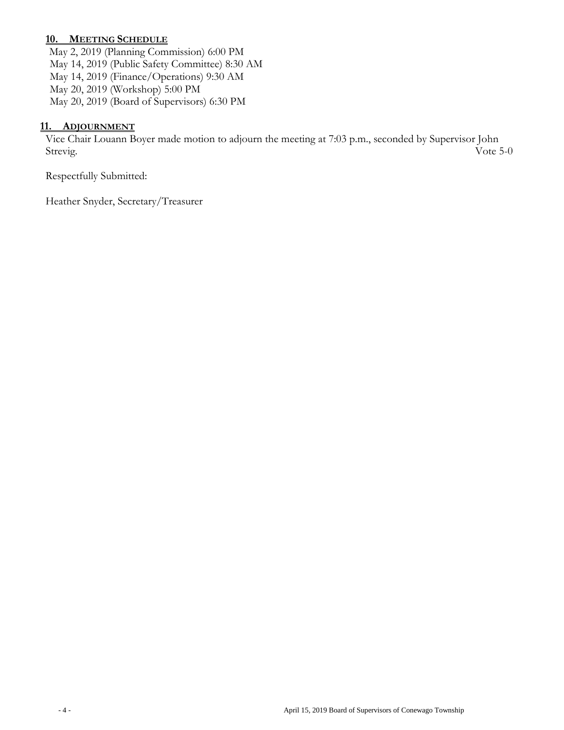## 10. MEETING SCHEDULE

May 2, 2019 (Planning Commission) 6:00 PM
May 14, 2019 (Public Safety Committee) 8:30 AM
May 14, 2019 (Finance/Operations) 9:30 AM
May 20, 2019 (Workshop) 5:00 PM
May 20, 2019 (Board of Supervisors) 6:30 PM

## 11. ADJOURNMENT

Vice Chair Louann Boyer made motion to adjourn the meeting at 7:03 p.m., seconded by Supervisor John Strevig. Vote 5-0

Respectfully Submitted:

Heather Snyder, Secretary/Treasurer